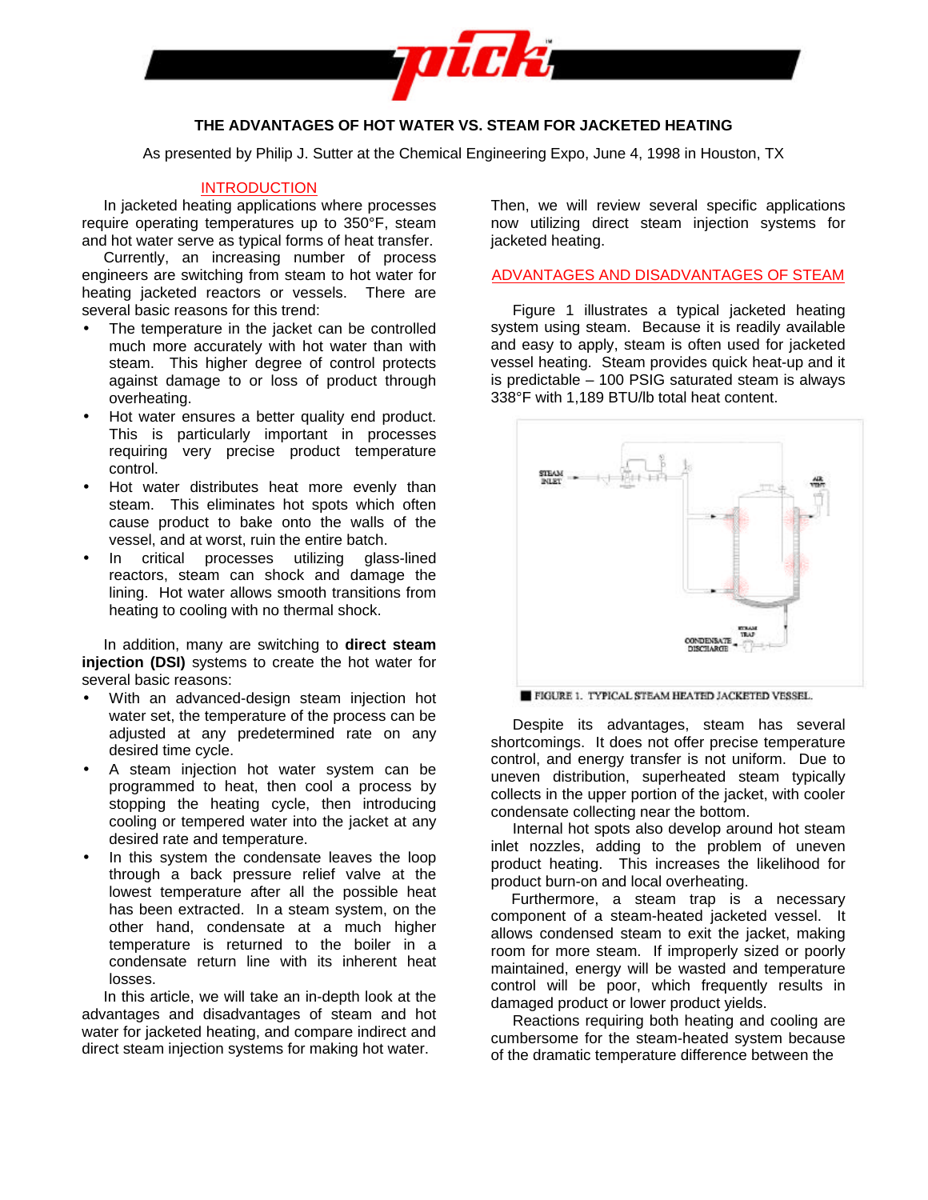# THE ADVANTAGES OF HOT WATER VS. STEAM FOR JACKETED HEATING

As presented by Philip J. Sutter at the Chemical Engineering Expo, June 4, 1998 in Houston, TX

## INTRODUCTION

In jacketed heating applications where processes require operating temperatures up to 350°F, steam and hot water serve as typical forms of heat transfer.

Currently, an increasing number of process engineers are switching from steam to hot water for heating jacketed reactors or vessels. There are several basic reasons for this trend:

- The temperature in the jacket can be controlled much more accurately with hot water than with steam. This higher degree of control protects against damage to or loss of product through overheating.
- Hot water ensures a better quality end product. This is particularly important in processes requiring very precise product temperature control.
- Hot water distributes heat more evenly than steam. This eliminates hot spots which often cause product to bake onto the walls of the vessel, and at worst, ruin the entire batch.
- In critical processes utilizing glass-lined reactors, steam can shock and damage the lining. Hot water allows smooth transitions from heating to cooling with no thermal shock.

In addition, many are switching to **direct steam injection (DSI)** systems to create the hot water for several basic reasons:

- With an advanced-design steam injection hot water set, the temperature of the process can be adjusted at any predetermined rate on any desired time cycle.
- A steam injection hot water system can be programmed to heat, then cool a process by stopping the heating cycle, then introducing cooling or tempered water into the jacket at any desired rate and temperature.
- In this system the condensate leaves the loop through a back pressure relief valve at the lowest temperature after all the possible heat has been extracted. In a steam system, on the other hand, condensate at a much higher temperature is returned to the boiler in a condensate return line with its inherent heat losses.

In this article, we will take an in-depth look at the advantages and disadvantages of steam and hot water for jacketed heating, and compare indirect and direct steam injection systems for making hot water. Then, we will review several specific applications now utilizing direct steam injection systems for jacketed heating.

## ADVANTAGES AND DISADVANTAGES OF STEAM

Figure 1 illustrates a typical jacketed heating system using steam. Because it is readily available and easy to apply, steam is often used for jacketed vessel heating. Steam provides quick heat-up and it is predictable – 100 PSIG saturated steam is always 338°F with 1,189 BTU/lb total heat content.

FIGURE 1. TYPICAL STEAM HEATED JACKETED VESSEL.

Despite its advantages, steam has several shortcomings. It does not offer precise temperature control, and energy transfer is not uniform. Due to uneven distribution, superheated steam typically collects in the upper portion of the jacket, with cooler condensate collecting near the bottom.

Internal hot spots also develop around hot steam inlet nozzles, adding to the problem of uneven product heating. This increases the likelihood for product burn-on and local overheating.

Furthermore, a steam trap is a necessary component of a steam-heated jacketed vessel. It allows condensed steam to exit the jacket, making room for more steam. If improperly sized or poorly maintained, energy will be wasted and temperature control will be poor, which frequently results in damaged product or lower product yields.

Reactions requiring both heating and cooling are cumbersome for the steam-heated system because of the dramatic temperature difference between the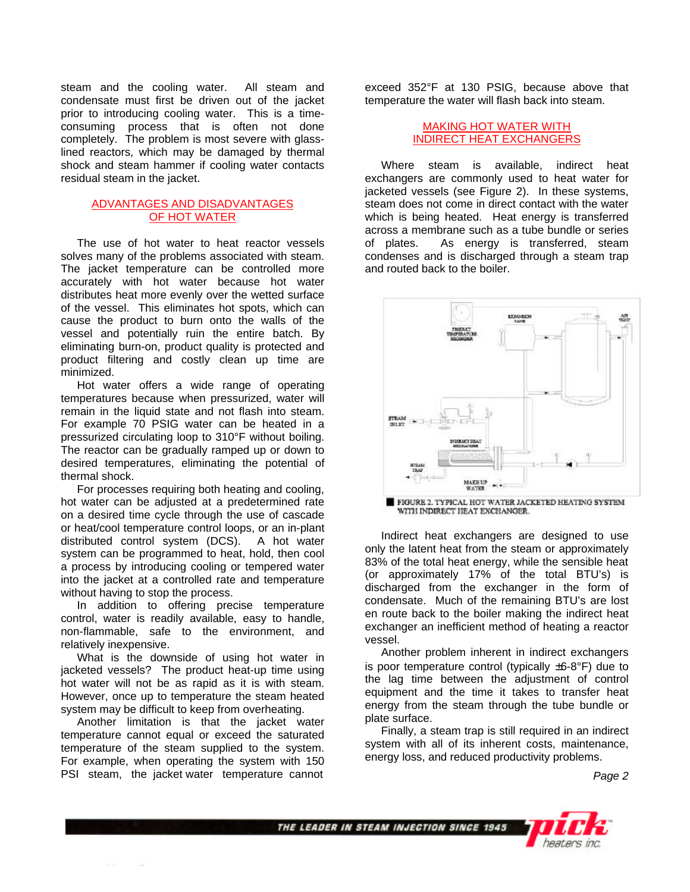steam and the cooling water. All steam and condensate must first be driven out of the jacket prior to introducing cooling water. This is a time-consuming process that is often not done completely. The problem is most severe with glass-lined reactors, which may be damaged by thermal shock and steam hammer if cooling water contacts residual steam in the jacket.

## ADVANTAGES AND DISADVANTAGES OF HOT WATER

The use of hot water to heat reactor vessels solves many of the problems associated with steam. The jacket temperature can be controlled more accurately with hot water because hot water distributes heat more evenly over the wetted surface of the vessel. This eliminates hot spots, which can cause the product to burn onto the walls of the vessel and potentially ruin the entire batch. By eliminating burn-on, product quality is protected and product filtering and costly clean up time are minimized.

Hot water offers a wide range of operating temperatures because when pressurized, water will remain in the liquid state and not flash into steam. For example 70 PSIG water can be heated in a pressurized circulating loop to 310°F without boiling. The reactor can be gradually ramped up or down to desired temperatures, eliminating the potential of thermal shock.

For processes requiring both heating and cooling, hot water can be adjusted at a predetermined rate on a desired time cycle through the use of cascade or heat/cool temperature control loops, or an in-plant distributed control system (DCS). A hot water system can be programmed to heat, hold, then cool a process by introducing cooling or tempered water into the jacket at a controlled rate and temperature without having to stop the process.

In addition to offering precise temperature control, water is readily available, easy to handle, non-flammable, safe to the environment, and relatively inexpensive.

What is the downside of using hot water in jacketed vessels? The product heat-up time using hot water will not be as rapid as it is with steam. However, once up to temperature the steam heated system may be difficult to keep from overheating.

Another limitation is that the jacket water temperature cannot equal or exceed the saturated temperature of the steam supplied to the system. For example, when operating the system with 150 PSI steam, the jacket water temperature cannot exceed 352°F at 130 PSIG, because above that temperature the water will flash back into steam.

## MAKING HOT WATER WITH INDIRECT HEAT EXCHANGERS

Where steam is available, indirect heat exchangers are commonly used to heat water for jacketed vessels (see Figure 2). In these systems, steam does not come in direct contact with the water which is being heated. Heat energy is transferred across a membrane such as a tube bundle or series of plates. As energy is transferred, steam condenses and is discharged through a steam trap and routed back to the boiler.

FIGURE 2. TYPICAL HOT WATER JACKETED HEATING SYSTEM WITH INDIRECT HEAT EXCHANGER.

Indirect heat exchangers are designed to use only the latent heat from the steam or approximately 83% of the total heat energy, while the sensible heat (or approximately 17% of the total BTU's) is discharged from the exchanger in the form of condensate. Much of the remaining BTU's are lost en route back to the boiler making the indirect heat exchanger an inefficient method of heating a reactor vessel.

Another problem inherent in indirect exchangers is poor temperature control (typically ±6-8°F) due to the lag time between the adjustment of control equipment and the time it takes to transfer heat energy from the steam through the tube bundle or plate surface.

Finally, a steam trap is still required in an indirect system with all of its inherent costs, maintenance, energy loss, and reduced productivity problems.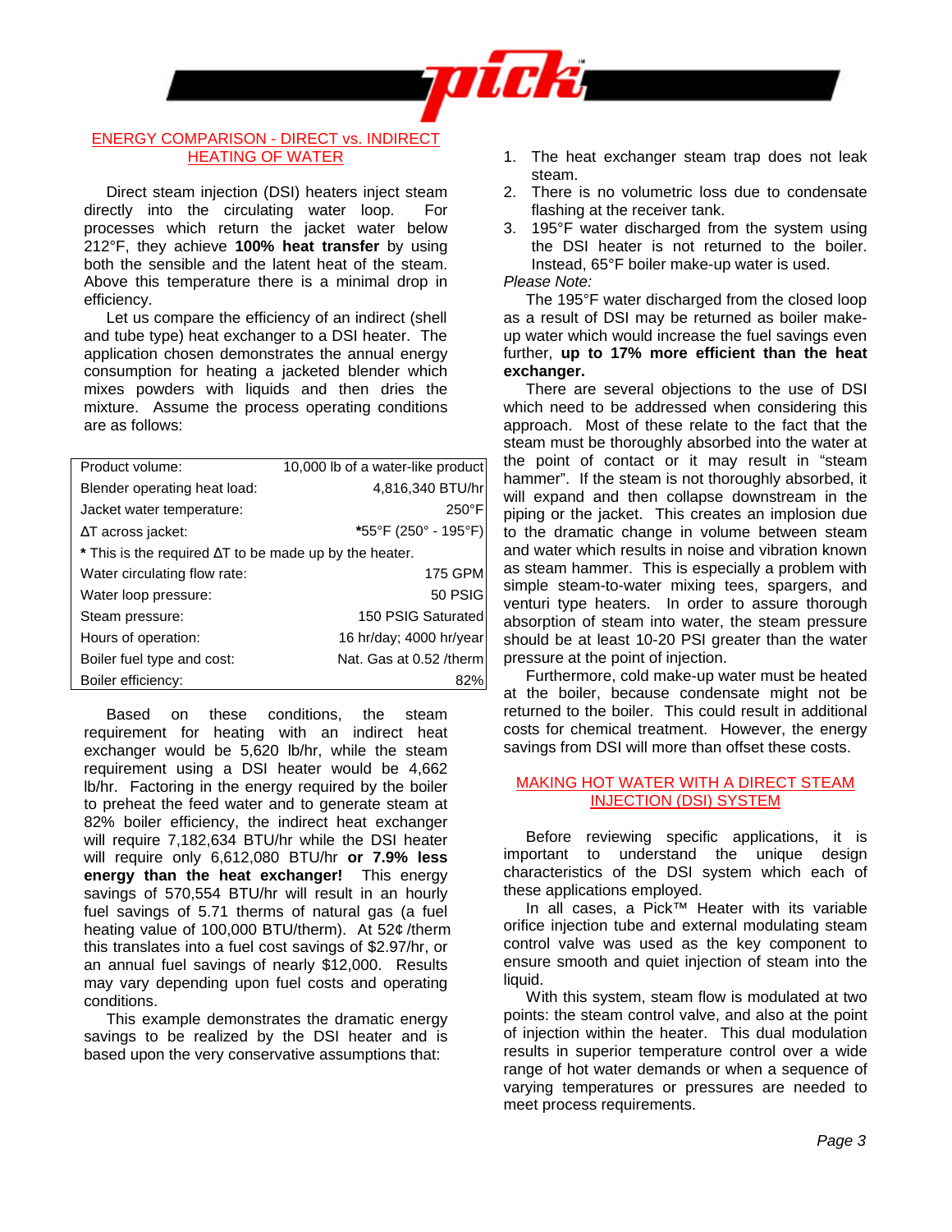## ENERGY COMPARISON - DIRECT vs. INDIRECT HEATING OF WATER

Direct steam injection (DSI) heaters inject steam directly into the circulating water loop. For processes which return the jacket water below 212°F, they achieve **100% heat transfer** by using both the sensible and the latent heat of the steam. Above this temperature there is a minimal drop in efficiency.

Let us compare the efficiency of an indirect (shell and tube type) heat exchanger to a DSI heater. The application chosen demonstrates the annual energy consumption for heating a jacketed blender which mixes powders with liquids and then dries the mixture. Assume the process operating conditions are as follows:

| | |
|---|---|
| Product volume: | 10,000 lb of a water-like product |
| Blender operating heat load: | 4,816,340 BTU/hr |
| Jacket water temperature: | 250°F |
| ΔT across jacket: | *55°F (250° - 195°F) |
| * This is the required ΔT to be made up by the heater. | |
| Water circulating flow rate: | 175 GPM |
| Water loop pressure: | 50 PSIG |
| Steam pressure: | 150 PSIG Saturated |
| Hours of operation: | 16 hr/day; 4000 hr/year |
| Boiler fuel type and cost: | Nat. Gas at 0.52 /therm |
| Boiler efficiency: | 82% |

Based on these conditions, the steam requirement for heating with an indirect heat exchanger would be 5,620 lb/hr, while the steam requirement using a DSI heater would be 4,662 lb/hr. Factoring in the energy required by the boiler to preheat the feed water and to generate steam at 82% boiler efficiency, the indirect heat exchanger will require 7,182,634 BTU/hr while the DSI heater will require only 6,612,080 BTU/hr **or 7.9% less energy than the heat exchanger!** This energy savings of 570,554 BTU/hr will result in an hourly fuel savings of 5.71 therms of natural gas (a fuel heating value of 100,000 BTU/therm). At 52¢ /therm this translates into a fuel cost savings of $2.97/hr, or an annual fuel savings of nearly $12,000. Results may vary depending upon fuel costs and operating conditions.

This example demonstrates the dramatic energy savings to be realized by the DSI heater and is based upon the very conservative assumptions that:

1. The heat exchanger steam trap does not leak steam.
2. There is no volumetric loss due to condensate flashing at the receiver tank.
3. 195°F water discharged from the system using the DSI heater is not returned to the boiler. Instead, 65°F boiler make-up water is used.

*Please Note:*

The 195°F water discharged from the closed loop as a result of DSI may be returned as boiler make-up water which would increase the fuel savings even further, **up to 17% more efficient than the heat exchanger.**

There are several objections to the use of DSI which need to be addressed when considering this approach. Most of these relate to the fact that the steam must be thoroughly absorbed into the water at the point of contact or it may result in "steam hammer". If the steam is not thoroughly absorbed, it will expand and then collapse downstream in the piping or the jacket. This creates an implosion due to the dramatic change in volume between steam and water which results in noise and vibration known as steam hammer. This is especially a problem with simple steam-to-water mixing tees, spargers, and venturi type heaters. In order to assure thorough absorption of steam into water, the steam pressure should be at least 10-20 PSI greater than the water pressure at the point of injection.

Furthermore, cold make-up water must be heated at the boiler, because condensate might not be returned to the boiler. This could result in additional costs for chemical treatment. However, the energy savings from DSI will more than offset these costs.

## MAKING HOT WATER WITH A DIRECT STEAM INJECTION (DSI) SYSTEM

Before reviewing specific applications, it is important to understand the unique design characteristics of the DSI system which each of these applications employed.

In all cases, a Pick™ Heater with its variable orifice injection tube and external modulating steam control valve was used as the key component to ensure smooth and quiet injection of steam into the liquid.

With this system, steam flow is modulated at two points: the steam control valve, and also at the point of injection within the heater. This dual modulation results in superior temperature control over a wide range of hot water demands or when a sequence of varying temperatures or pressures are needed to meet process requirements.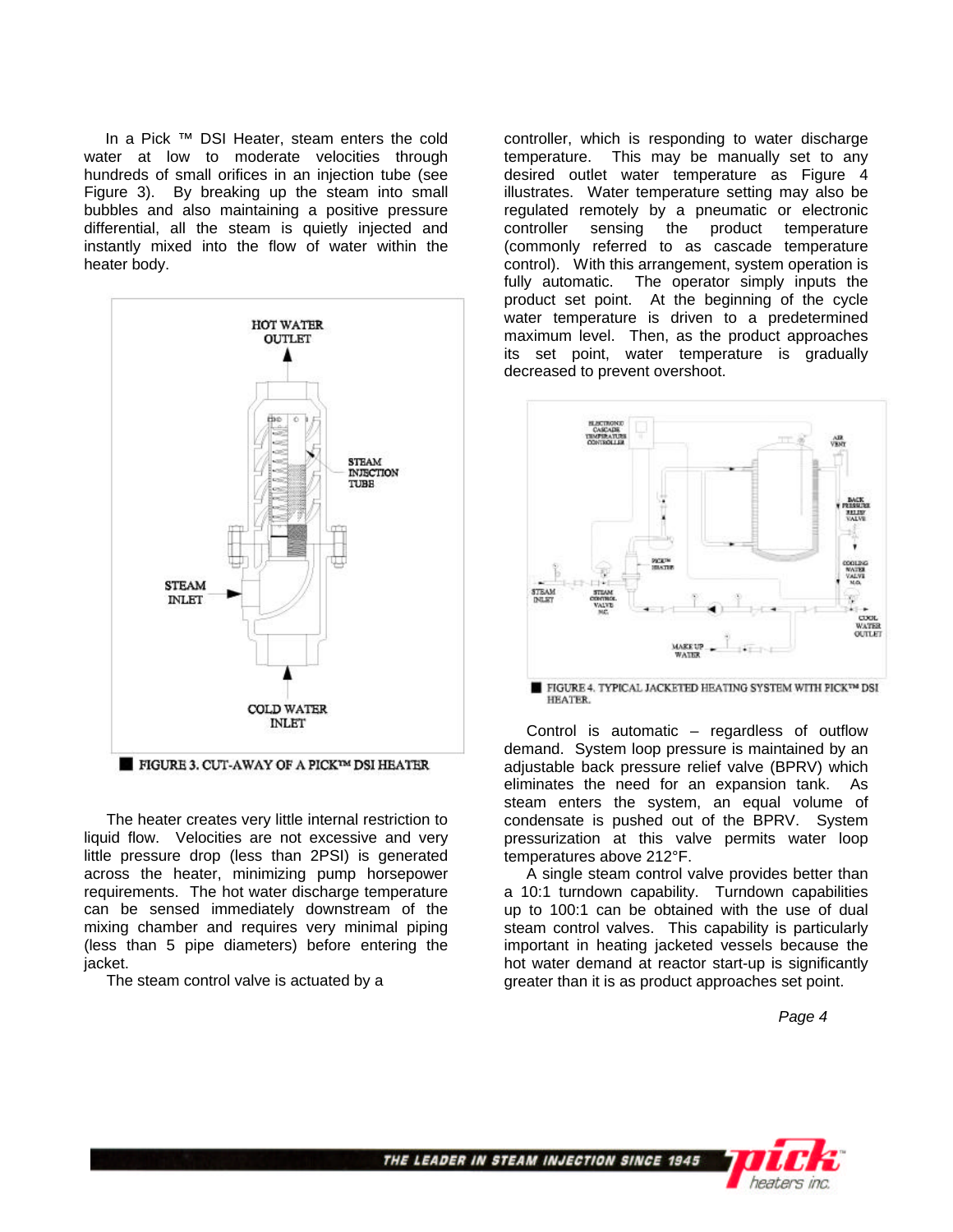In a Pick ™ DSI Heater, steam enters the cold water at low to moderate velocities through hundreds of small orifices in an injection tube (see Figure 3). By breaking up the steam into small bubbles and also maintaining a positive pressure differential, all the steam is quietly injected and instantly mixed into the flow of water within the heater body.

FIGURE 3. CUT-AWAY OF A PICK™ DSI HEATER

The heater creates very little internal restriction to liquid flow. Velocities are not excessive and very little pressure drop (less than 2PSI) is generated across the heater, minimizing pump horsepower requirements. The hot water discharge temperature can be sensed immediately downstream of the mixing chamber and requires very minimal piping (less than 5 pipe diameters) before entering the jacket.

The steam control valve is actuated by a controller, which is responding to water discharge temperature. This may be manually set to any desired outlet water temperature as Figure 4 illustrates. Water temperature setting may also be regulated remotely by a pneumatic or electronic controller sensing the product temperature (commonly referred to as cascade temperature control). With this arrangement, system operation is fully automatic. The operator simply inputs the product set point. At the beginning of the cycle water temperature is driven to a predetermined maximum level. Then, as the product approaches its set point, water temperature is gradually decreased to prevent overshoot.

FIGURE 4. TYPICAL JACKETED HEATING SYSTEM WITH PICK™ DSI HEATER.

Control is automatic – regardless of outflow demand. System loop pressure is maintained by an adjustable back pressure relief valve (BPRV) which eliminates the need for an expansion tank. As steam enters the system, an equal volume of condensate is pushed out of the BPRV. System pressurization at this valve permits water loop temperatures above 212°F.

A single steam control valve provides better than a 10:1 turndown capability. Turndown capabilities up to 100:1 can be obtained with the use of dual steam control valves. This capability is particularly important in heating jacketed vessels because the hot water demand at reactor start-up is significantly greater than it is as product approaches set point.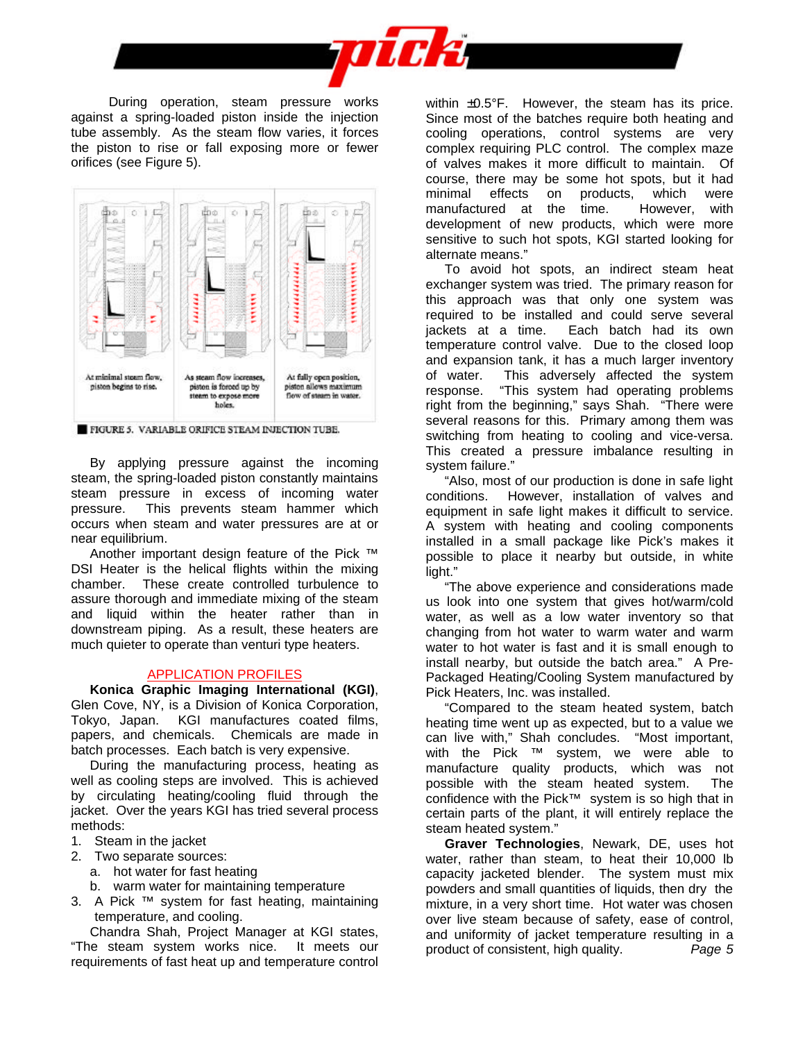During operation, steam pressure works against a spring-loaded piston inside the injection tube assembly. As the steam flow varies, it forces the piston to rise or fall exposing more or fewer orifices (see Figure 5).

At minimal steam flow, piston begins to rise.

As steam flow increases, piston is forced up by steam to expose more holes.

At fully open position, piston allows maximum flow of steam in water.

FIGURE 5. VARIABLE ORIFICE STEAM INJECTION TUBE.

By applying pressure against the incoming steam, the spring-loaded piston constantly maintains steam pressure in excess of incoming water pressure. This prevents steam hammer which occurs when steam and water pressures are at or near equilibrium.

Another important design feature of the Pick ™ DSI Heater is the helical flights within the mixing chamber. These create controlled turbulence to assure thorough and immediate mixing of the steam and liquid within the heater rather than in downstream piping. As a result, these heaters are much quieter to operate than venturi type heaters.

## APPLICATION PROFILES

**Konica Graphic Imaging International (KGI)**, Glen Cove, NY, is a Division of Konica Corporation, Tokyo, Japan. KGI manufactures coated films, papers, and chemicals. Chemicals are made in batch processes. Each batch is very expensive.

During the manufacturing process, heating as well as cooling steps are involved. This is achieved by circulating heating/cooling fluid through the jacket. Over the years KGI has tried several process methods:

1. Steam in the jacket
2. Two separate sources:
   a. hot water for fast heating
   b. warm water for maintaining temperature
3. A Pick ™ system for fast heating, maintaining temperature, and cooling.

Chandra Shah, Project Manager at KGI states, "The steam system works nice. It meets our requirements of fast heat up and temperature control within ±0.5°F. However, the steam has its price. Since most of the batches require both heating and cooling operations, control systems are very complex requiring PLC control. The complex maze of valves makes it more difficult to maintain. Of course, there may be some hot spots, but it had minimal effects on products, which were manufactured at the time. However, with development of new products, which were more sensitive to such hot spots, KGI started looking for alternate means."

To avoid hot spots, an indirect steam heat exchanger system was tried. The primary reason for this approach was that only one system was required to be installed and could serve several jackets at a time. Each batch had its own temperature control valve. Due to the closed loop and expansion tank, it has a much larger inventory of water. This adversely affected the system response. "This system had operating problems right from the beginning," says Shah. "There were several reasons for this. Primary among them was switching from heating to cooling and vice-versa. This created a pressure imbalance resulting in system failure."

"Also, most of our production is done in safe light conditions. However, installation of valves and equipment in safe light makes it difficult to service. A system with heating and cooling components installed in a small package like Pick's makes it possible to place it nearby but outside, in white light."

"The above experience and considerations made us look into one system that gives hot/warm/cold water, as well as a low water inventory so that changing from hot water to warm water and warm water to hot water is fast and it is small enough to install nearby, but outside the batch area." A Pre-Packaged Heating/Cooling System manufactured by Pick Heaters, Inc. was installed.

"Compared to the steam heated system, batch heating time went up as expected, but to a value we can live with," Shah concludes. "Most important, with the Pick ™ system, we were able to manufacture quality products, which was not possible with the steam heated system. The confidence with the Pick™ system is so high that in certain parts of the plant, it will entirely replace the steam heated system."

**Graver Technologies**, Newark, DE, uses hot water, rather than steam, to heat their 10,000 lb capacity jacketed blender. The system must mix powders and small quantities of liquids, then dry the mixture, in a very short time. Hot water was chosen over live steam because of safety, ease of control, and uniformity of jacket temperature resulting in a product of consistent, high quality.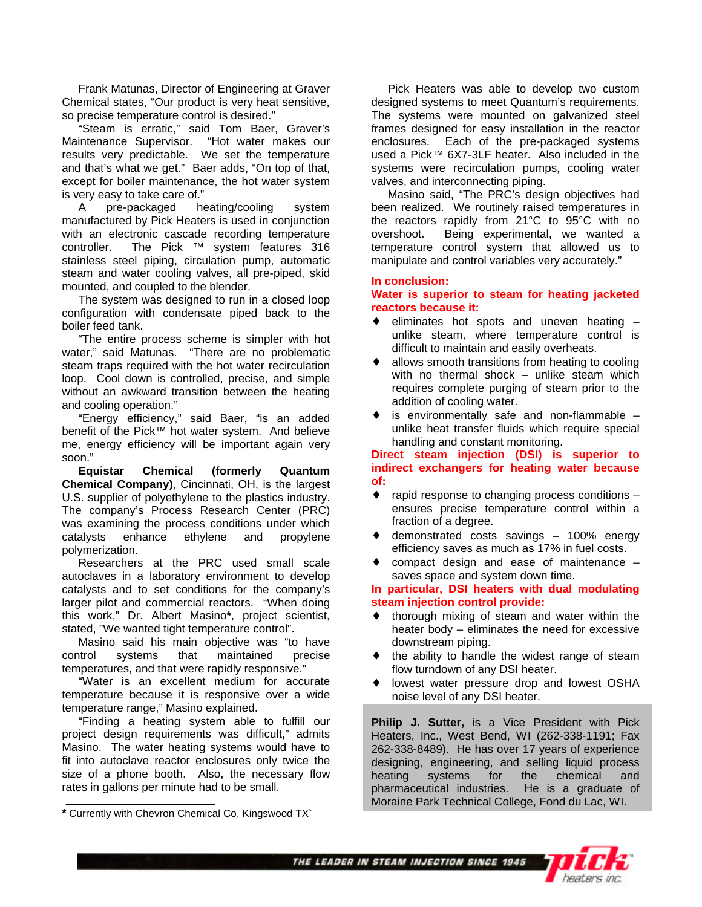Frank Matunas, Director of Engineering at Graver Chemical states, "Our product is very heat sensitive, so precise temperature control is desired."

"Steam is erratic," said Tom Baer, Graver's Maintenance Supervisor. "Hot water makes our results very predictable. We set the temperature and that's what we get." Baer adds, "On top of that, except for boiler maintenance, the hot water system is very easy to take care of."

A pre-packaged heating/cooling system manufactured by Pick Heaters is used in conjunction with an electronic cascade recording temperature controller. The Pick ™ system features 316 stainless steel piping, circulation pump, automatic steam and water cooling valves, all pre-piped, skid mounted, and coupled to the blender.

The system was designed to run in a closed loop configuration with condensate piped back to the boiler feed tank.

"The entire process scheme is simpler with hot water," said Matunas. "There are no problematic steam traps required with the hot water recirculation loop. Cool down is controlled, precise, and simple without an awkward transition between the heating and cooling operation."

"Energy efficiency," said Baer, "is an added benefit of the Pick™ hot water system. And believe me, energy efficiency will be important again very soon."

**Equistar Chemical (formerly Quantum Chemical Company)**, Cincinnati, OH, is the largest U.S. supplier of polyethylene to the plastics industry. The company's Process Research Center (PRC) was examining the process conditions under which catalysts enhance ethylene and propylene polymerization.

Researchers at the PRC used small scale autoclaves in a laboratory environment to develop catalysts and to set conditions for the company's larger pilot and commercial reactors. "When doing this work," Dr. Albert Masino**\***, project scientist, stated, "We wanted tight temperature control".

Masino said his main objective was "to have control systems that maintained precise temperatures, and that were rapidly responsive."

"Water is an excellent medium for accurate temperature because it is responsive over a wide temperature range," Masino explained.

"Finding a heating system able to fulfill our project design requirements was difficult," admits Masino. The water heating systems would have to fit into autoclave reactor enclosures only twice the size of a phone booth. Also, the necessary flow rates in gallons per minute had to be small.

Pick Heaters was able to develop two custom designed systems to meet Quantum's requirements. The systems were mounted on galvanized steel frames designed for easy installation in the reactor enclosures. Each of the pre-packaged systems used a Pick™ 6X7-3LF heater. Also included in the systems were recirculation pumps, cooling water valves, and interconnecting piping.

Masino said, "The PRC's design objectives had been realized. We routinely raised temperatures in the reactors rapidly from 21°C to 95°C with no overshoot. Being experimental, we wanted a temperature control system that allowed us to manipulate and control variables very accurately."

**In conclusion:**

**Water is superior to steam for heating jacketed reactors because it:**

- eliminates hot spots and uneven heating – unlike steam, where temperature control is difficult to maintain and easily overheats.
- allows smooth transitions from heating to cooling with no thermal shock – unlike steam which requires complete purging of steam prior to the addition of cooling water.
- is environmentally safe and non-flammable – unlike heat transfer fluids which require special handling and constant monitoring.

**Direct steam injection (DSI) is superior to indirect exchangers for heating water because of:**

- rapid response to changing process conditions – ensures precise temperature control within a fraction of a degree.
- demonstrated costs savings – 100% energy efficiency saves as much as 17% in fuel costs.
- compact design and ease of maintenance – saves space and system down time.

**In particular, DSI heaters with dual modulating steam injection control provide:**

- thorough mixing of steam and water within the heater body – eliminates the need for excessive downstream piping.
- the ability to handle the widest range of steam flow turndown of any DSI heater.
- lowest water pressure drop and lowest OSHA noise level of any DSI heater.

**Philip J. Sutter,** is a Vice President with Pick Heaters, Inc., West Bend, WI (262-338-1191; Fax 262-338-8489). He has over 17 years of experience designing, engineering, and selling liquid process heating systems for the chemical and pharmaceutical industries. He is a graduate of Moraine Park Technical College, Fond du Lac, WI.

**\*** Currently with Chevron Chemical Co, Kingswood TX`

THE LEADER IN STEAM INJECTION SINCE 1945

pick heaters inc.